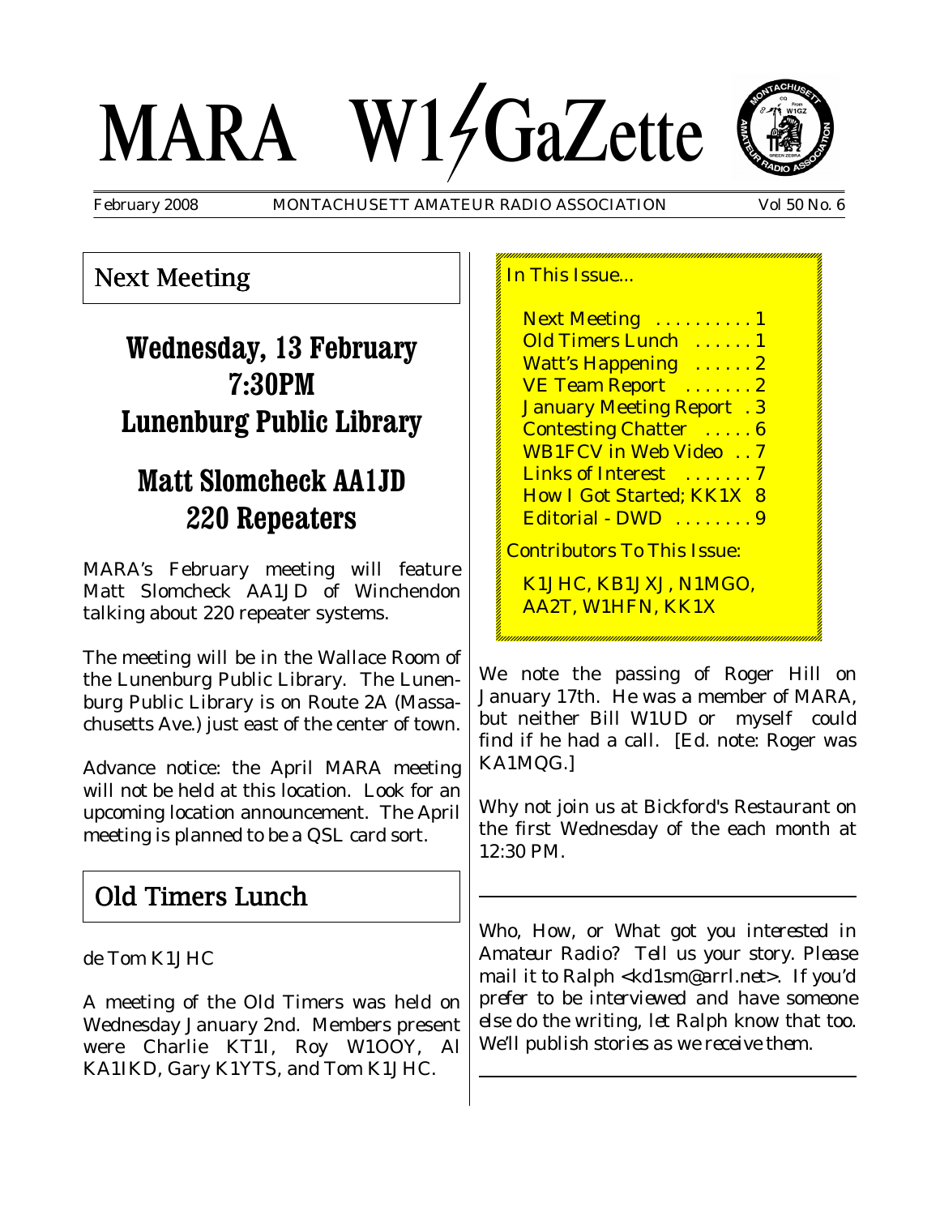# MARA W1GaZette

February 2008 MONTACHUSETT AMATEUR RADIO ASSOCIATION Vol 50 No. 6

## Next Meeting

### Wednesday, 13 February
### 7:30PM
### Lunenburg Public Library

### Matt Slomcheck AA1JD
### 220 Repeaters

MARA's February meeting will feature Matt Slomcheck AA1JD of Winchendon talking about 220 repeater systems.

The meeting will be in the Wallace Room of the Lunenburg Public Library. The Lunenburg Public Library is on Route 2A (Massachusetts Ave.) just east of the center of town.

Advance notice: the April MARA meeting will not be held at this location. Look for an upcoming location announcement. The April meeting is planned to be a QSL card sort.

## Old Timers Lunch

de Tom K1JHC

A meeting of the Old Timers was held on Wednesday January 2nd. Members present were Charlie KT1I, Roy W1OOY, Al KA1IKD, Gary K1YTS, and Tom K1JHC.

We note the passing of Roger Hill on January 17th. He was a member of MARA, but neither Bill W1UD or myself could find if he had a call. [Ed. note: Roger was KA1MQG.]

Why not join us at Bickford's Restaurant on the first Wednesday of the each month at 12:30 PM.

---

In This Issue...

- Next Meeting . . . . . . . . . . 1
- Old Timers Lunch . . . . . . 1
- Watt's Happening . . . . . . 2
- VE Team Report . . . . . . . 2
- January Meeting Report . 3
- Contesting Chatter . . . . . 6
- WB1FCV in Web Video . . 7
- Links of Interest . . . . . . . 7
- How I Got Started; KK1X 8
- Editorial - DWD . . . . . . . . 9

Contributors To This Issue:

K1JHC, KB1JXJ, N1MGO, AA2T, W1HFN, KK1X

---

*Who, How, or What got you interested in Amateur Radio? Tell us your story. Please mail it to Ralph <kd1sm@arrl.net>. If you'd prefer to be interviewed and have someone else do the writing, let Ralph know that too. We'll publish stories as we receive them.*

---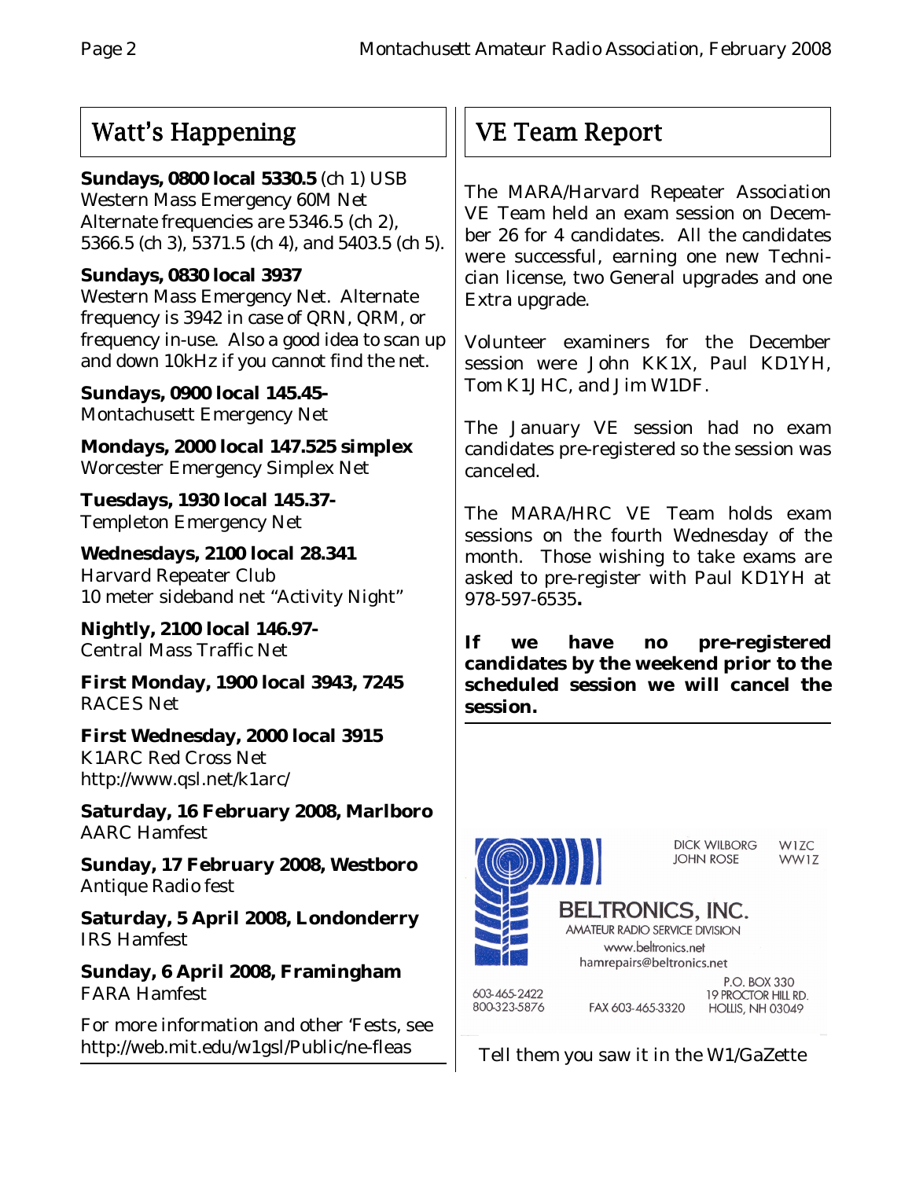## Watt's Happening

**Sundays, 0800 local 5330.5** (ch 1) USB
Western Mass Emergency 60M Net
Alternate frequencies are 5346.5 (ch 2), 5366.5 (ch 3), 5371.5 (ch 4), and 5403.5 (ch 5).

**Sundays, 0830 local 3937**
Western Mass Emergency Net. Alternate frequency is 3942 in case of QRN, QRM, or frequency in-use. Also a good idea to scan up and down 10kHz if you cannot find the net.

**Sundays, 0900 local 145.45-**
Montachusett Emergency Net

**Mondays, 2000 local 147.525 simplex**
Worcester Emergency Simplex Net

**Tuesdays, 1930 local 145.37-**
Templeton Emergency Net

**Wednesdays, 2100 local 28.341**
Harvard Repeater Club
10 meter sideband net "Activity Night"

**Nightly, 2100 local 146.97-**
Central Mass Traffic Net

**First Monday, 1900 local 3943, 7245**
RACES Net

**First Wednesday, 2000 local 3915**
K1ARC Red Cross Net
http://www.qsl.net/k1arc/

**Saturday, 16 February 2008, Marlboro**
AARC Hamfest

**Sunday, 17 February 2008, Westboro**
Antique Radio fest

**Saturday, 5 April 2008, Londonderry**
IRS Hamfest

**Sunday, 6 April 2008, Framingham**
FARA Hamfest

For more information and other 'Fests, see http://web.mit.edu/w1gsl/Public/ne-fleas

## VE Team Report

The MARA/Harvard Repeater Association VE Team held an exam session on December 26 for 4 candidates. All the candidates were successful, earning one new Technician license, two General upgrades and one Extra upgrade.

Volunteer examiners for the December session were John KK1X, Paul KD1YH, Tom K1JHC, and Jim W1DF.

The January VE session had no exam candidates pre-registered so the session was canceled.

The MARA/HRC VE Team holds exam sessions on the fourth Wednesday of the month. Those wishing to take exams are asked to pre-register with Paul KD1YH at 978-597-6535**.**

**If we have no pre-registered candidates by the weekend prior to the scheduled session we will cancel the session.**

DICK WILBORG W1ZC
JOHN ROSE WW1Z

BELTRONICS, INC.
AMATEUR RADIO SERVICE DIVISION
www.beltronics.net
hamrepairs@beltronics.net

603-465-2422
800-323-5876
FAX 603-465-3320
P.O. BOX 330
19 PROCTOR HILL RD.
HOLLIS, NH 03049

Tell them you saw it in the W1/GaZette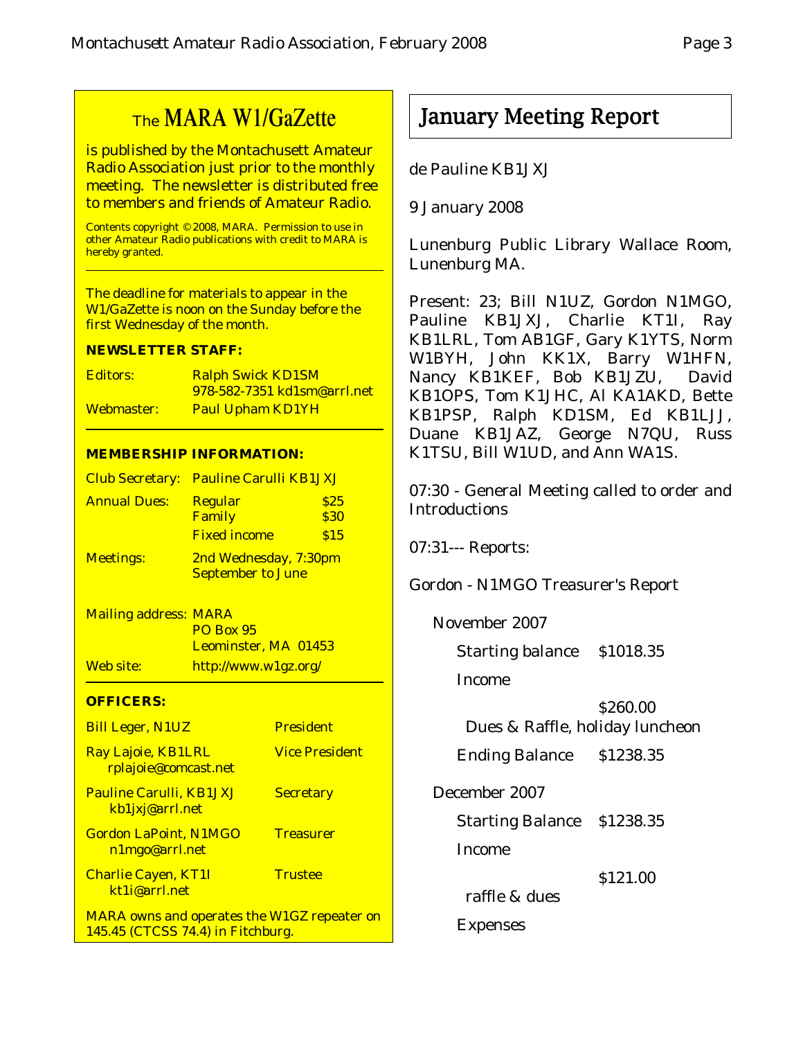## The MARA W1/GaZette

is published by the Montachusett Amateur Radio Association just prior to the monthly meeting. The newsletter is distributed free to members and friends of Amateur Radio.

*Contents copyright © 2008, MARA. Permission to use in other Amateur Radio publications with credit to MARA is hereby granted.*

The deadline for materials to appear in the W1/GaZette is noon on the Sunday before the first Wednesday of the month.

**NEWSLETTER STAFF:**

| | |
|---|---|
| Editors: | Ralph Swick KD1SM 978-582-7351 kd1sm@arrl.net |
| Webmaster: | Paul Upham KD1YH |

**MEMBERSHIP INFORMATION:**

| | | |
|---|---|---|
| Club Secretary: | Pauline Carulli KB1JXJ | |
| Annual Dues: | Regular | $25 |
| | Family | $30 |
| | Fixed income | $15 |
| Meetings: | 2nd Wednesday, 7:30pm September to June | |

Mailing address: MARA
PO Box 95
Leominster, MA 01453

Web site: http://www.w1gz.org/

**OFFICERS:**

| | |
|---|---|
| Bill Leger, N1UZ | President |
| Ray Lajoie, KB1LRL rplajoie@comcast.net | Vice President |
| Pauline Carulli, KB1JXJ kb1jxj@arrl.net | Secretary |
| Gordon LaPoint, N1MGO n1mgo@arrl.net | Treasurer |
| Charlie Cayen, KT1I kt1i@arrl.net | Trustee |

MARA owns and operates the W1GZ repeater on 145.45 (CTCSS 74.4) in Fitchburg.

# January Meeting Report

de Pauline KB1JXJ

9 January 2008

Lunenburg Public Library Wallace Room, Lunenburg MA.

Present: 23; Bill N1UZ, Gordon N1MGO, Pauline KB1JXJ, Charlie KT1I, Ray KB1LRL, Tom AB1GF, Gary K1YTS, Norm W1BYH, John KK1X, Barry W1HFN, Nancy KB1KEF, Bob KB1JZU, David KB1OPS, Tom K1JHC, Al KA1AKD, Bette KB1PSP, Ralph KD1SM, Ed KB1LJJ, Duane KB1JAZ, George N7QU, Russ K1TSU, Bill W1UD, and Ann WA1S.

07:30 - General Meeting called to order and Introductions

07:31--- Reports:

Gordon - N1MGO Treasurer's Report

November 2007

Starting balance $1018.35

Income

$260.00 Dues & Raffle, holiday luncheon

Ending Balance $1238.35

December 2007

Starting Balance $1238.35

Income

$121.00 raffle & dues

Expenses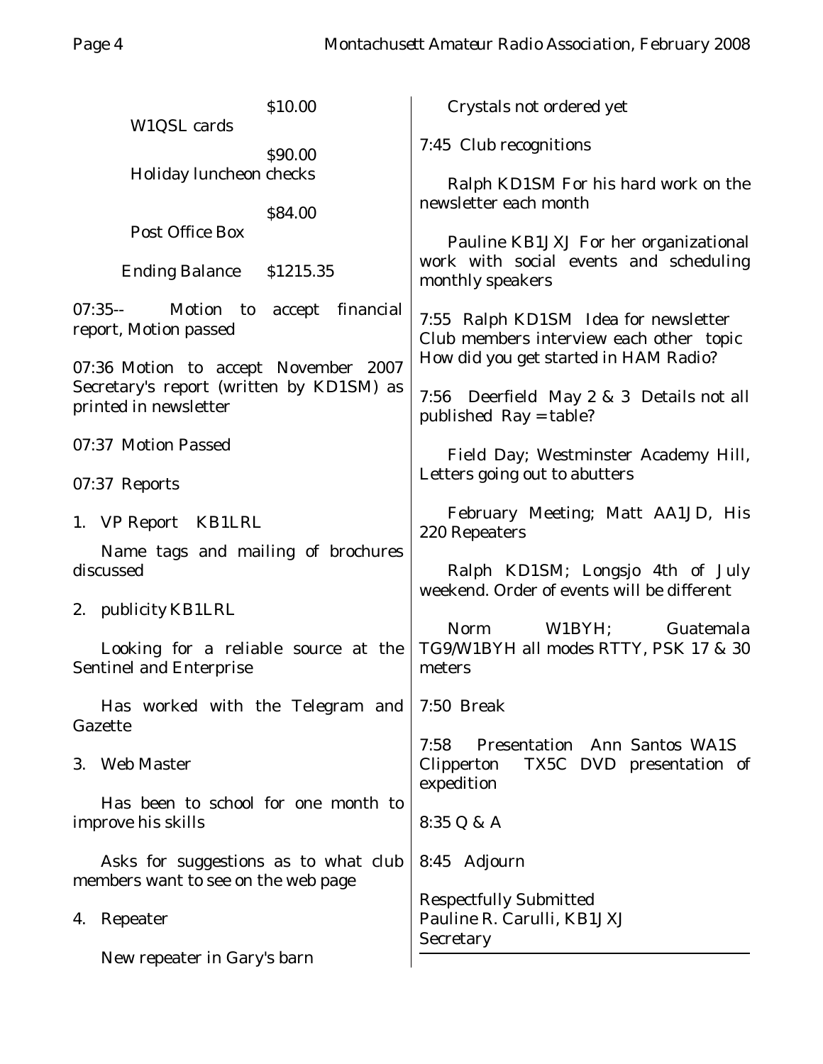| | |
|---|---|
| W1QSL cards | $10.00 |
| Holiday luncheon checks | $90.00 |
| Post Office Box | $84.00 |
| Ending Balance | $1215.35 |

07:35-- Motion to accept financial report, Motion passed

07:36 Motion to accept November 2007 Secretary's report (written by KD1SM) as printed in newsletter

07:37 Motion Passed

07:37 Reports

1. VP Report KB1LRL

   Name tags and mailing of brochures discussed

2. publicity KB1LRL

   Looking for a reliable source at the Sentinel and Enterprise

   Has worked with the Telegram and Gazette

3. Web Master

   Has been to school for one month to improve his skills

   Asks for suggestions as to what club members want to see on the web page

4. Repeater

   New repeater in Gary's barn

   Crystals not ordered yet

7:45 Club recognitions

Ralph KD1SM For his hard work on the newsletter each month

Pauline KB1JXJ For her organizational work with social events and scheduling monthly speakers

7:55 Ralph KD1SM Idea for newsletter Club members interview each other topic How did you get started in HAM Radio?

7:56 Deerfield May 2 & 3 Details not all published Ray = table?

Field Day; Westminster Academy Hill, Letters going out to abutters

February Meeting; Matt AA1JD, His 220 Repeaters

Ralph KD1SM; Longsjo 4th of July weekend. Order of events will be different

Norm W1BYH; Guatemala TG9/W1BYH all modes RTTY, PSK 17 & 30 meters

7:50 Break

7:58 Presentation Ann Santos WA1S Clipperton TX5C DVD presentation of expedition

8:35 Q & A

8:45 Adjourn

Respectfully Submitted
Pauline R. Carulli, KB1JXJ
Secretary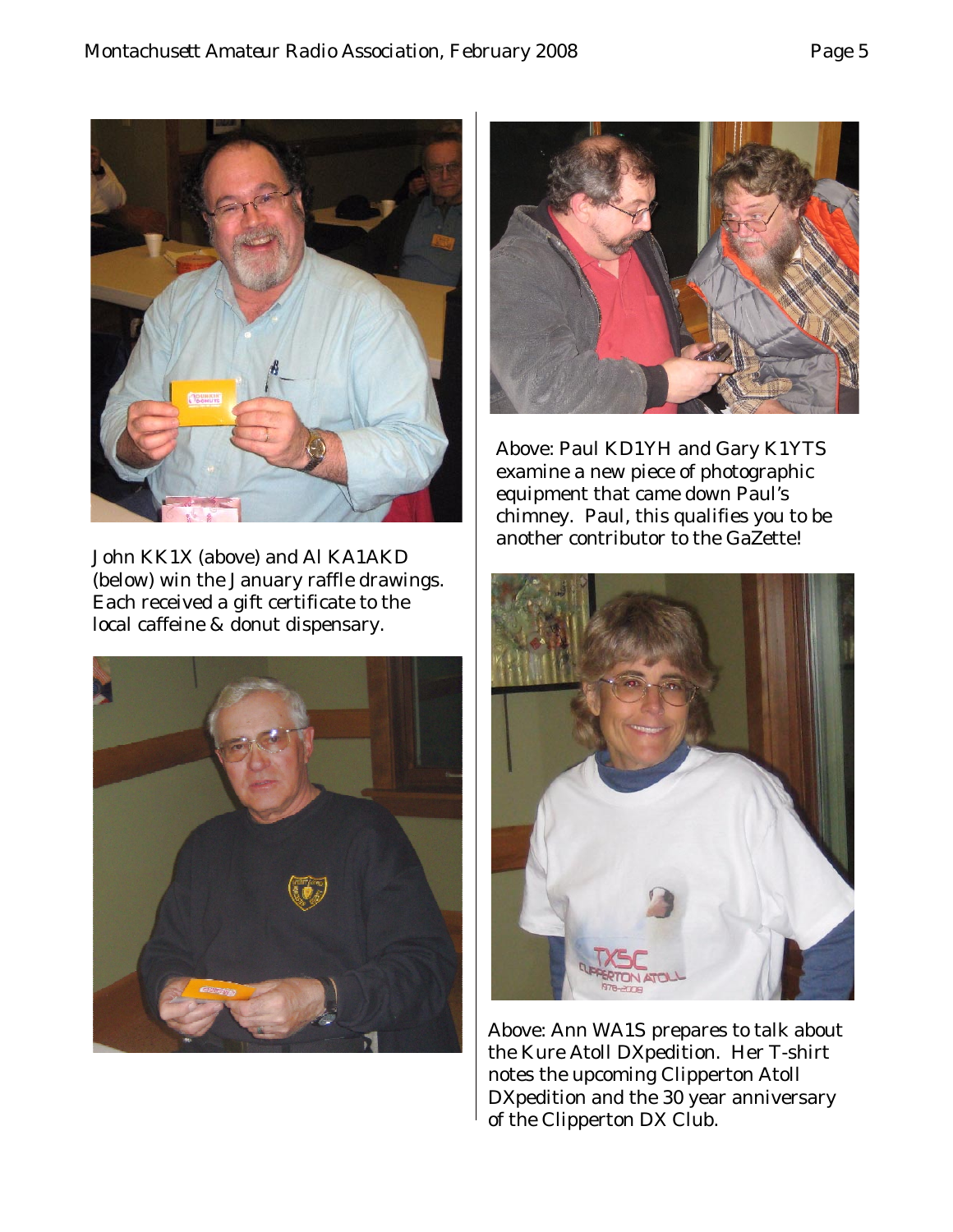John KK1X (above) and Al KA1AKD (below) win the January raffle drawings. Each received a gift certificate to the local caffeine & donut dispensary.

Above: Paul KD1YH and Gary K1YTS examine a new piece of photographic equipment that came down Paul's chimney. Paul, this qualifies you to be another contributor to the GaZette!

Above: Ann WA1S prepares to talk about the Kure Atoll DXpedition. Her T-shirt notes the upcoming Clipperton Atoll DXpedition and the 30 year anniversary of the Clipperton DX Club.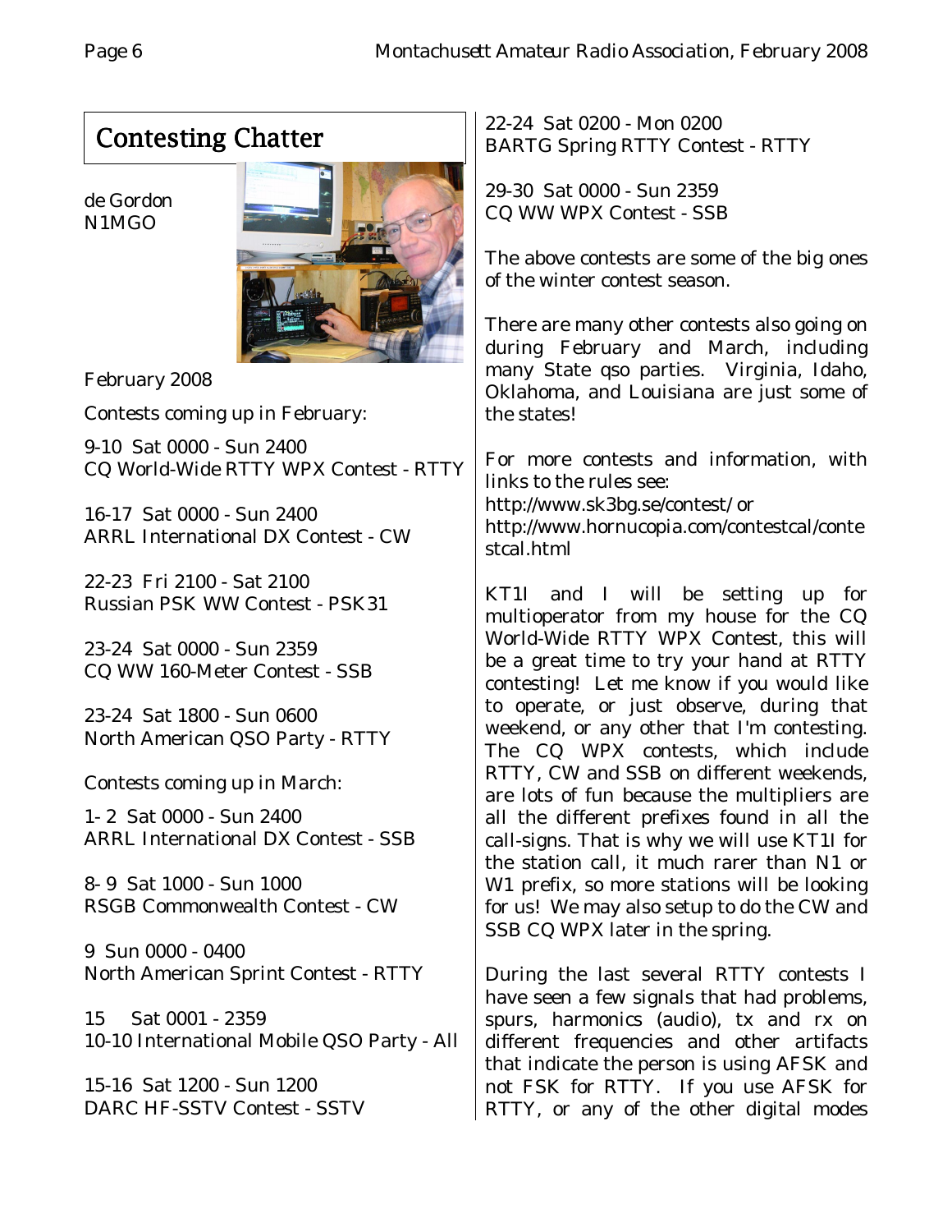## Contesting Chatter

de Gordon
N1MGO

February 2008

Contests coming up in February:

9-10 Sat 0000 - Sun 2400
CQ World-Wide RTTY WPX Contest - RTTY

16-17 Sat 0000 - Sun 2400
ARRL International DX Contest - CW

22-23 Fri 2100 - Sat 2100
Russian PSK WW Contest - PSK31

23-24 Sat 0000 - Sun 2359
CQ WW 160-Meter Contest - SSB

23-24 Sat 1800 - Sun 0600
North American QSO Party - RTTY

Contests coming up in March:

1- 2 Sat 0000 - Sun 2400
ARRL International DX Contest - SSB

8- 9 Sat 1000 - Sun 1000
RSGB Commonwealth Contest - CW

9 Sun 0000 - 0400
North American Sprint Contest - RTTY

15 Sat 0001 - 2359
10-10 International Mobile QSO Party - All

15-16 Sat 1200 - Sun 1200
DARC HF-SSTV Contest - SSTV

22-24 Sat 0200 - Mon 0200
BARTG Spring RTTY Contest - RTTY

29-30 Sat 0000 - Sun 2359
CQ WW WPX Contest - SSB

The above contests are some of the big ones of the winter contest season.

There are many other contests also going on during February and March, including many State qso parties. Virginia, Idaho, Oklahoma, and Louisiana are just some of the states!

For more contests and information, with links to the rules see:
http://www.sk3bg.se/contest/ or
http://www.hornucopia.com/contestcal/contestcal.html

KT1I and I will be setting up for multioperator from my house for the CQ World-Wide RTTY WPX Contest, this will be a great time to try your hand at RTTY contesting! Let me know if you would like to operate, or just observe, during that weekend, or any other that I'm contesting. The CQ WPX contests, which include RTTY, CW and SSB on different weekends, are lots of fun because the multipliers are all the different prefixes found in all the call-signs. That is why we will use KT1I for the station call, it much rarer than N1 or W1 prefix, so more stations will be looking for us! We may also setup to do the CW and SSB CQ WPX later in the spring.

During the last several RTTY contests I have seen a few signals that had problems, spurs, harmonics (audio), tx and rx on different frequencies and other artifacts that indicate the person is using AFSK and not FSK for RTTY. If you use AFSK for RTTY, or any of the other digital modes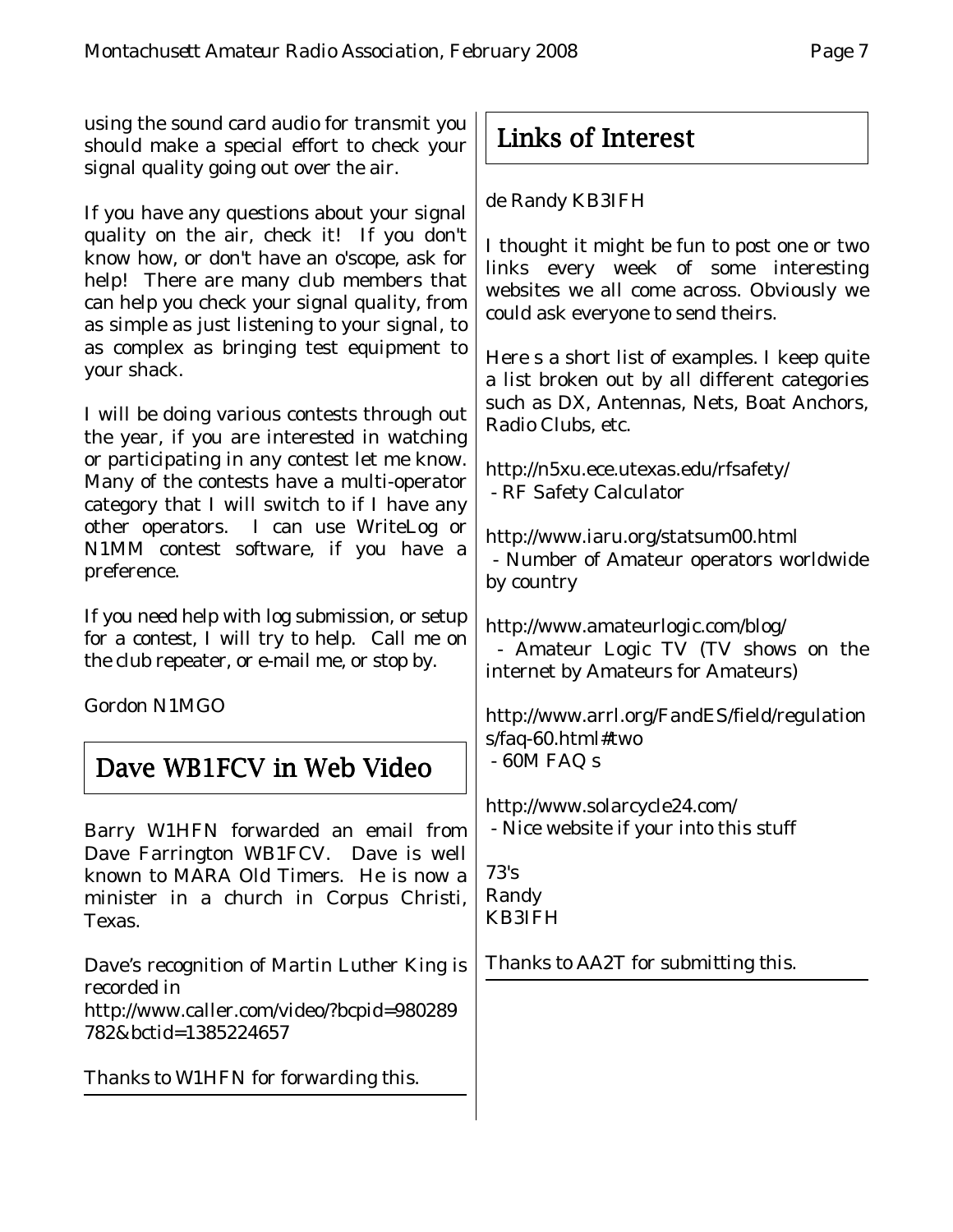using the sound card audio for transmit you should make a special effort to check your signal quality going out over the air.

If you have any questions about your signal quality on the air, check it! If you don't know how, or don't have an o'scope, ask for help! There are many club members that can help you check your signal quality, from as simple as just listening to your signal, to as complex as bringing test equipment to your shack.

I will be doing various contests through out the year, if you are interested in watching or participating in any contest let me know. Many of the contests have a multi-operator category that I will switch to if I have any other operators. I can use WriteLog or N1MM contest software, if you have a preference.

If you need help with log submission, or setup for a contest, I will try to help. Call me on the club repeater, or e-mail me, or stop by.

Gordon N1MGO

## Dave WB1FCV in Web Video

Barry W1HFN forwarded an email from Dave Farrington WB1FCV. Dave is well known to MARA Old Timers. He is now a minister in a church in Corpus Christi, Texas.

Dave's recognition of Martin Luther King is recorded in
http://www.caller.com/video/?bcpid=980289782&bctid=1385224657

Thanks to W1HFN for forwarding this.

## Links of Interest

de Randy KB3IFH

I thought it might be fun to post one or two links every week of some interesting websites we all come across. Obviously we could ask everyone to send theirs.

Here s a short list of examples. I keep quite a list broken out by all different categories such as DX, Antennas, Nets, Boat Anchors, Radio Clubs, etc.

http://n5xu.ece.utexas.edu/rfsafety/
 - RF Safety Calculator

http://www.iaru.org/statsum00.html
 - Number of Amateur operators worldwide by country

http://www.amateurlogic.com/blog/
 - Amateur Logic TV (TV shows on the internet by Amateurs for Amateurs)

http://www.arrl.org/FandES/field/regulations/faq-60.html#two
 - 60M FAQ s

http://www.solarcycle24.com/
 - Nice website if your into this stuff

73's
Randy
KB3IFH

Thanks to AA2T for submitting this.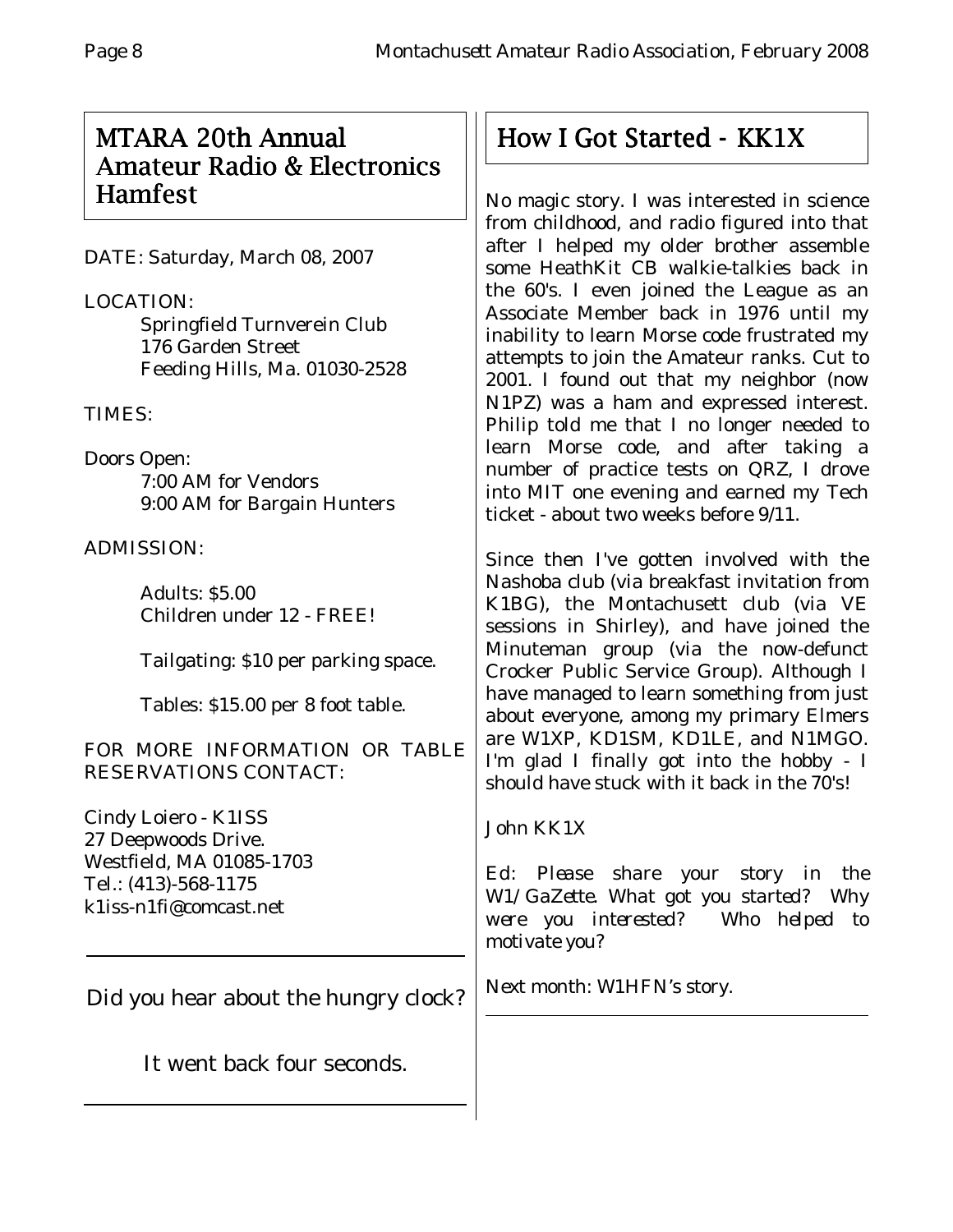## MTARA 20th Annual Amateur Radio & Electronics Hamfest

DATE: Saturday, March 08, 2007

LOCATION:

Springfield Turnverein Club
176 Garden Street
Feeding Hills, Ma. 01030-2528

TIMES:

Doors Open:

7:00 AM for Vendors
9:00 AM for Bargain Hunters

ADMISSION:

Adults: $5.00
Children under 12 - FREE!

Tailgating: $10 per parking space.

Tables: $15.00 per 8 foot table.

FOR MORE INFORMATION OR TABLE RESERVATIONS CONTACT:

Cindy Loiero - K1ISS
27 Deepwoods Drive.
Westfield, MA 01085-1703
Tel.: (413)-568-1175
k1iss-n1fi@comcast.net

---

Did you hear about the hungry clock?

It went back four seconds.

---

## How I Got Started - KK1X

No magic story. I was interested in science from childhood, and radio figured into that after I helped my older brother assemble some HeathKit CB walkie-talkies back in the 60's. I even joined the League as an Associate Member back in 1976 until my inability to learn Morse code frustrated my attempts to join the Amateur ranks. Cut to 2001. I found out that my neighbor (now N1PZ) was a ham and expressed interest. Philip told me that I no longer needed to learn Morse code, and after taking a number of practice tests on QRZ, I drove into MIT one evening and earned my Tech ticket - about two weeks before 9/11.

Since then I've gotten involved with the Nashoba club (via breakfast invitation from K1BG), the Montachusett club (via VE sessions in Shirley), and have joined the Minuteman group (via the now-defunct Crocker Public Service Group). Although I have managed to learn something from just about everyone, among my primary Elmers are W1XP, KD1SM, KD1LE, and N1MGO. I'm glad I finally got into the hobby - I should have stuck with it back in the 70's!

John KK1X

*Ed: Please share your story in the W1/GaZette. What got you started? Why were you interested? Who helped to motivate you?*

Next month: W1HFN's story.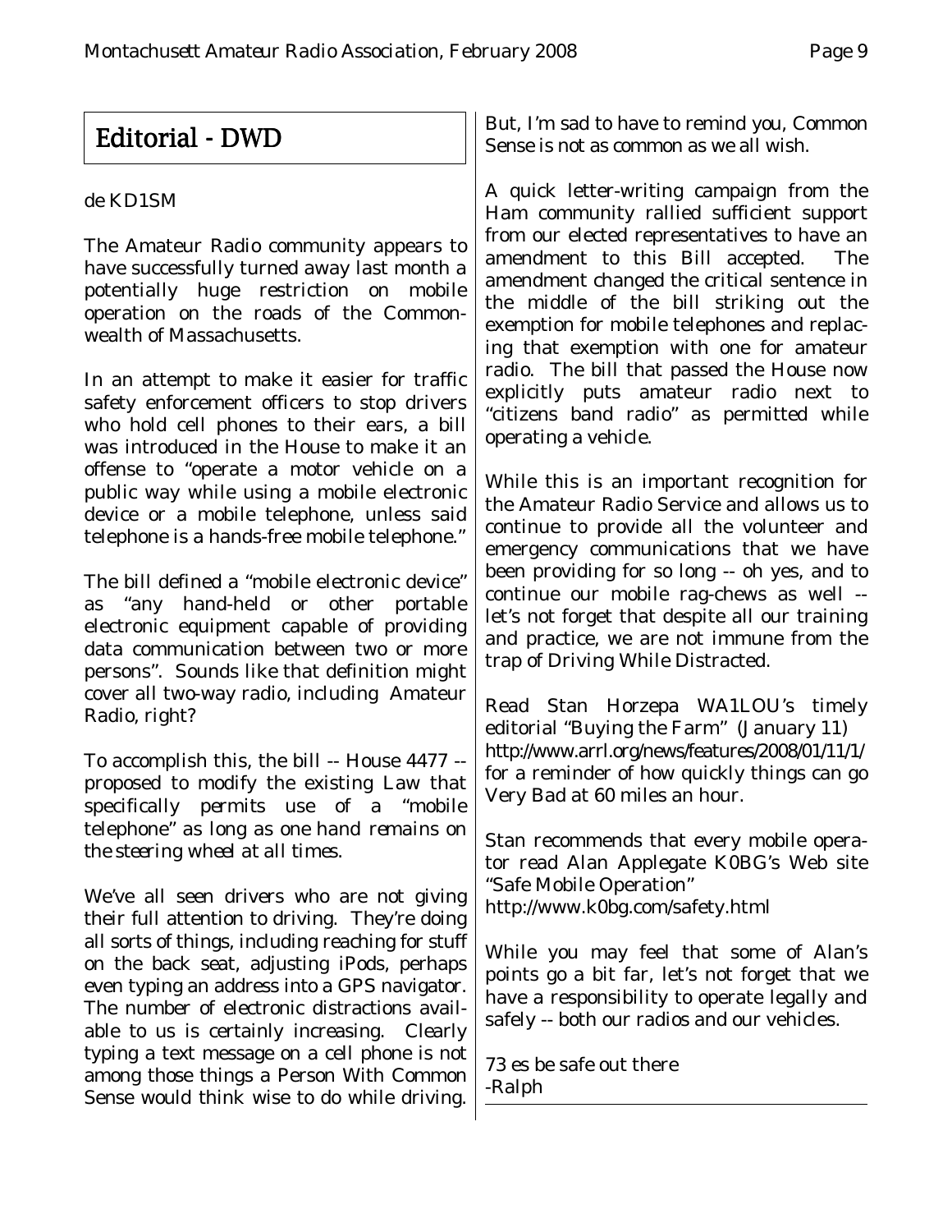## Editorial - DWD

de KD1SM

The Amateur Radio community appears to have successfully turned away last month a potentially huge restriction on mobile operation on the roads of the Commonwealth of Massachusetts.

In an attempt to make it easier for traffic safety enforcement officers to stop drivers who hold cell phones to their ears, a bill was introduced in the House to make it an offense to "operate a motor vehicle on a public way while using a mobile electronic device or a mobile telephone, unless said telephone is a hands-free mobile telephone."

The bill defined a "mobile electronic device" as "any hand-held or other portable electronic equipment capable of providing data communication between two or more persons". Sounds like that definition might cover all two-way radio, including Amateur Radio, right?

To accomplish this, the bill -- House 4477 -- proposed to modify the existing Law that specifically permits use of a "mobile telephone" as long as *one hand remains on the steering wheel at all times*.

We've all seen drivers who are not giving their full attention to driving. They're doing all sorts of things, including reaching for stuff on the back seat, adjusting iPods, perhaps even typing an address into a GPS navigator. The number of electronic distractions available to us is certainly increasing. Clearly typing a text message on a cell phone is not among those things a Person With Common Sense would think wise to do while driving. But, I'm sad to have to remind you, Common Sense is not as common as we all wish.

A quick letter-writing campaign from the Ham community rallied sufficient support from our elected representatives to have an amendment to this Bill accepted. The amendment changed the critical sentence in the middle of the bill striking out the exemption for mobile telephones and replacing that exemption with one for amateur radio. The bill that passed the House now explicitly puts amateur radio next to "citizens band radio" as permitted while operating a vehicle.

While this is an important recognition for the Amateur Radio Service and allows us to continue to provide all the volunteer and emergency communications that we have been providing for so long -- oh yes, and to continue our mobile rag-chews as well -- let's not forget that despite all our training and practice, we are not immune from the trap of Driving While Distracted.

Read Stan Horzepa WA1LOU's timely editorial "Buying the Farm" (January 11) http://www.arrl.org/news/features/2008/01/11/1/ for a reminder of how quickly things can go Very Bad at 60 miles an hour.

Stan recommends that every mobile operator read Alan Applegate K0BG's Web site "Safe Mobile Operation" http://www.k0bg.com/safety.html

While you may feel that some of Alan's points go a bit far, let's not forget that we have a responsibility to operate legally and safely -- both our radios and our vehicles.

73 es be safe out there
-Ralph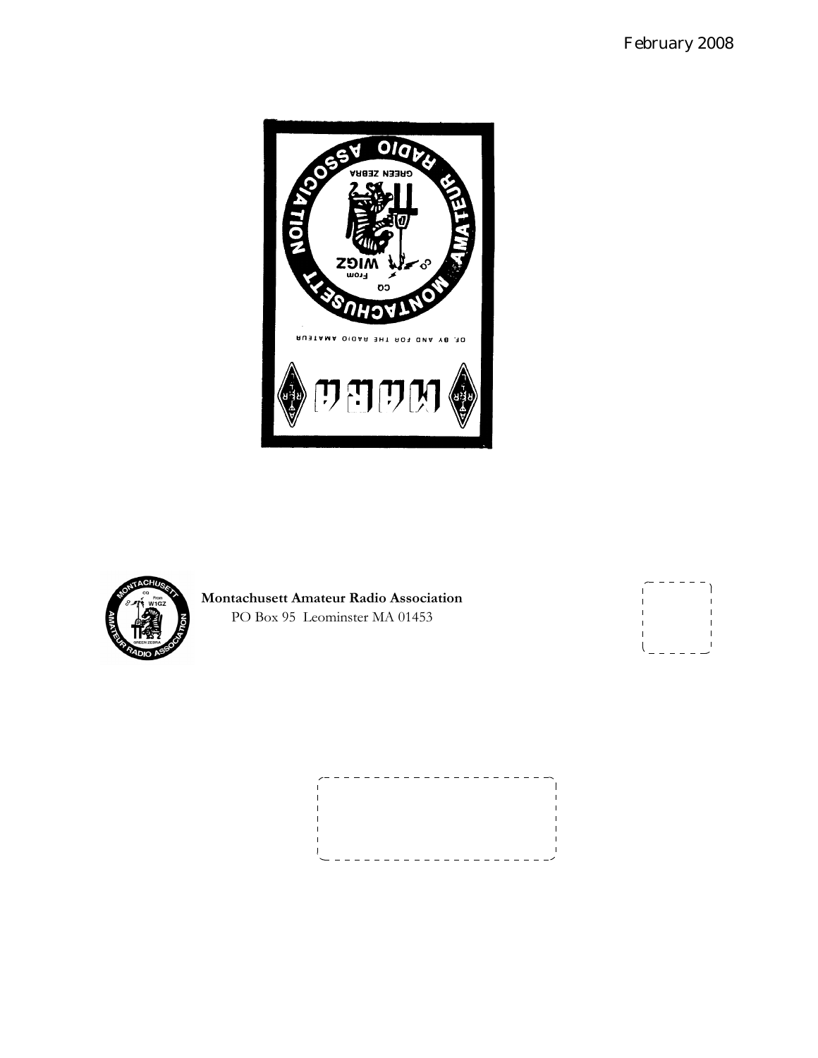February 2008

**Montachusett Amateur Radio Association**

PO Box 95 Leominster MA 01453